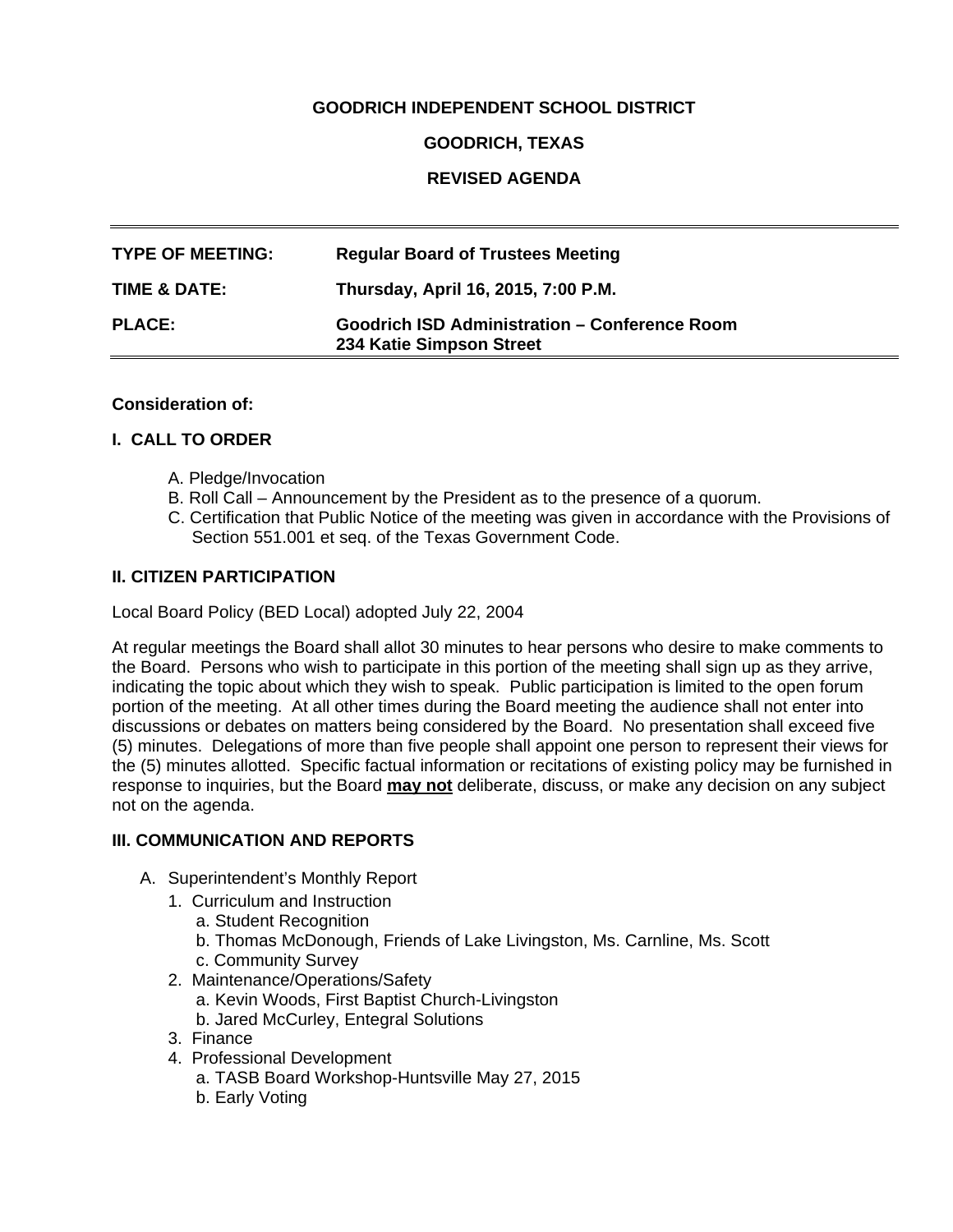**GOODRICH INDEPENDENT SCHOOL DISTRICT**

**GOODRICH, TEXAS**

**REVISED AGENDA**

| | |
|---|---|
| **TYPE OF MEETING:** | **Regular Board of Trustees Meeting** |
| **TIME & DATE:** | **Thursday, April 16, 2015, 7:00 P.M.** |
| **PLACE:** | **Goodrich ISD Administration – Conference Room 234 Katie Simpson Street** |

**Consideration of:**

## I. CALL TO ORDER

A. Pledge/Invocation
B. Roll Call – Announcement by the President as to the presence of a quorum.
C. Certification that Public Notice of the meeting was given in accordance with the Provisions of Section 551.001 et seq. of the Texas Government Code.

## II. CITIZEN PARTICIPATION

Local Board Policy (BED Local) adopted July 22, 2004

At regular meetings the Board shall allot 30 minutes to hear persons who desire to make comments to the Board. Persons who wish to participate in this portion of the meeting shall sign up as they arrive, indicating the topic about which they wish to speak. Public participation is limited to the open forum portion of the meeting. At all other times during the Board meeting the audience shall not enter into discussions or debates on matters being considered by the Board. No presentation shall exceed five (5) minutes. Delegations of more than five people shall appoint one person to represent their views for the (5) minutes allotted. Specific factual information or recitations of existing policy may be furnished in response to inquiries, but the Board **may not** deliberate, discuss, or make any decision on any subject not on the agenda.

## III. COMMUNICATION AND REPORTS

A. Superintendent's Monthly Report
  1. Curriculum and Instruction
     a. Student Recognition
     b. Thomas McDonough, Friends of Lake Livingston, Ms. Carnline, Ms. Scott
     c. Community Survey
  2. Maintenance/Operations/Safety
     a. Kevin Woods, First Baptist Church-Livingston
     b. Jared McCurley, Entegral Solutions
  3. Finance
  4. Professional Development
     a. TASB Board Workshop-Huntsville May 27, 2015
     b. Early Voting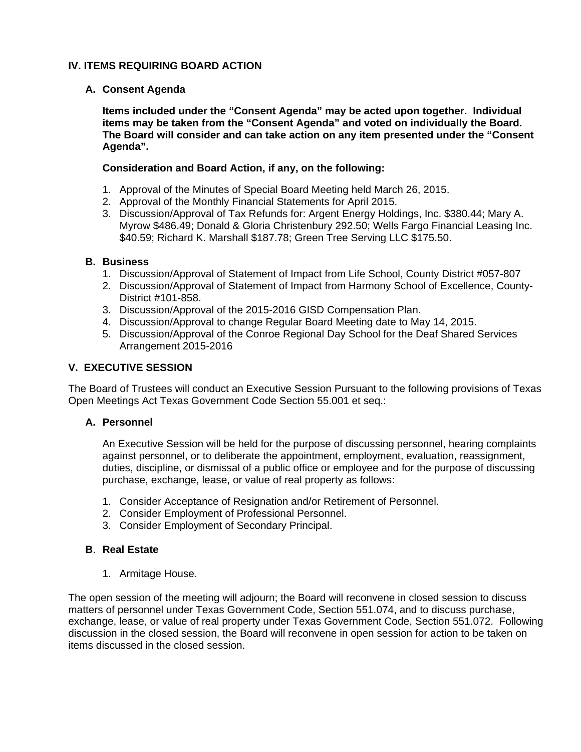## IV. ITEMS REQUIRING BOARD ACTION

### A. Consent Agenda

**Items included under the "Consent Agenda" may be acted upon together. Individual items may be taken from the "Consent Agenda" and voted on individually the Board. The Board will consider and can take action on any item presented under the "Consent Agenda".**

**Consideration and Board Action, if any, on the following:**

1. Approval of the Minutes of Special Board Meeting held March 26, 2015.
2. Approval of the Monthly Financial Statements for April 2015.
3. Discussion/Approval of Tax Refunds for: Argent Energy Holdings, Inc. $380.44; Mary A. Myrow $486.49; Donald & Gloria Christenbury 292.50; Wells Fargo Financial Leasing Inc. $40.59; Richard K. Marshall $187.78; Green Tree Serving LLC $175.50.

### B. Business

1. Discussion/Approval of Statement of Impact from Life School, County District #057-807
2. Discussion/Approval of Statement of Impact from Harmony School of Excellence, County-District #101-858.
3. Discussion/Approval of the 2015-2016 GISD Compensation Plan.
4. Discussion/Approval to change Regular Board Meeting date to May 14, 2015.
5. Discussion/Approval of the Conroe Regional Day School for the Deaf Shared Services Arrangement 2015-2016

## V. EXECUTIVE SESSION

The Board of Trustees will conduct an Executive Session Pursuant to the following provisions of Texas Open Meetings Act Texas Government Code Section 55.001 et seq.:

### A. Personnel

An Executive Session will be held for the purpose of discussing personnel, hearing complaints against personnel, or to deliberate the appointment, employment, evaluation, reassignment, duties, discipline, or dismissal of a public office or employee and for the purpose of discussing purchase, exchange, lease, or value of real property as follows:

1. Consider Acceptance of Resignation and/or Retirement of Personnel.
2. Consider Employment of Professional Personnel.
3. Consider Employment of Secondary Principal.

### B. Real Estate

1. Armitage House.

The open session of the meeting will adjourn; the Board will reconvene in closed session to discuss matters of personnel under Texas Government Code, Section 551.074, and to discuss purchase, exchange, lease, or value of real property under Texas Government Code, Section 551.072. Following discussion in the closed session, the Board will reconvene in open session for action to be taken on items discussed in the closed session.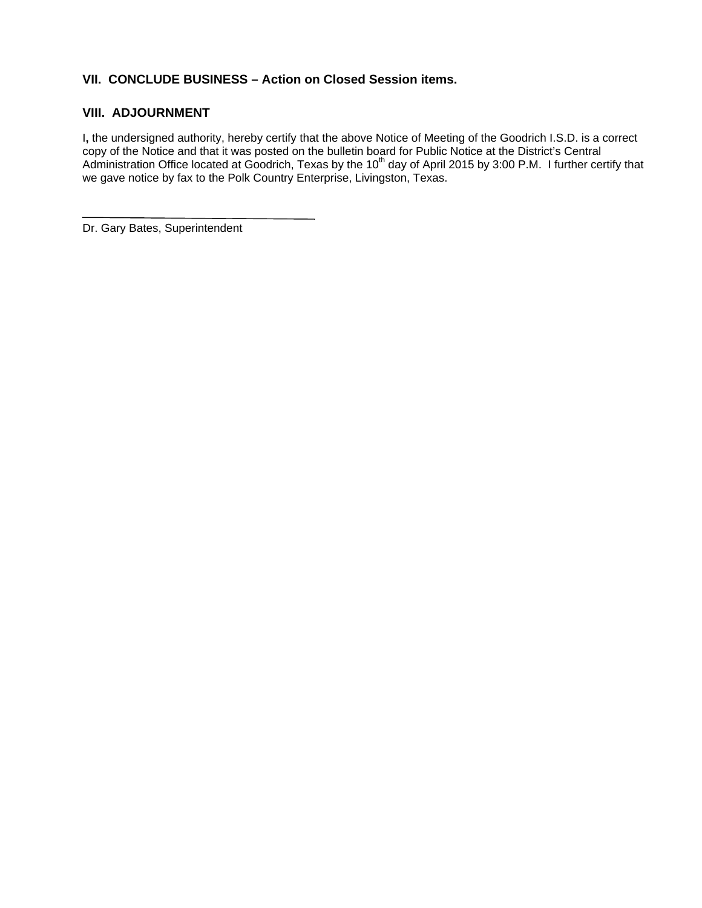### VII. CONCLUDE BUSINESS – Action on Closed Session items.

### VIII. ADJOURNMENT

I**,** the undersigned authority, hereby certify that the above Notice of Meeting of the Goodrich I.S.D. is a correct copy of the Notice and that it was posted on the bulletin board for Public Notice at the District's Central Administration Office located at Goodrich, Texas by the 10th day of April 2015 by 3:00 P.M. I further certify that we gave notice by fax to the Polk Country Enterprise, Livingston, Texas.

\_\_\_\_\_\_\_\_\_\_\_\_\_\_\_\_\_\_\_\_\_\_\_\_\_\_\_\_\_\_\_\_\_\_\_\_

Dr. Gary Bates, Superintendent